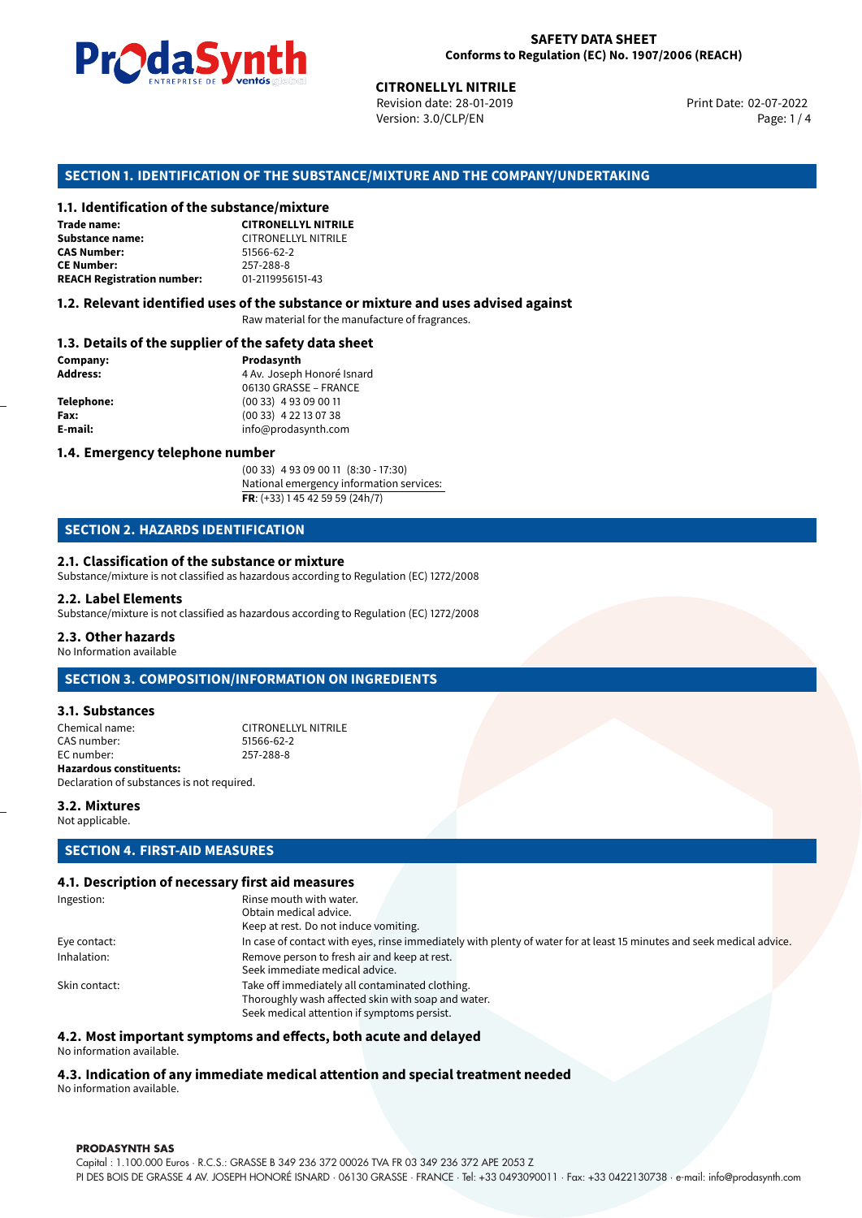**SAFETY DATA SHEET**
**Conforms to Regulation (EC) No. 1907/2006 (REACH)**

**CITRONELLYL NITRILE**
Revision date: 28-01-2019
Version: 3.0/CLP/EN
Print Date: 02-07-2022

## SECTION 1. IDENTIFICATION OF THE SUBSTANCE/MIXTURE AND THE COMPANY/UNDERTAKING

### 1.1. Identification of the substance/mixture

| | |
|---|---|
| **Trade name:** | **CITRONELLYL NITRILE** |
| **Substance name:** | CITRONELLYL NITRILE |
| **CAS Number:** | 51566-62-2 |
| **CE Number:** | 257-288-8 |
| **REACH Registration number:** | 01-2119956151-43 |

### 1.2. Relevant identified uses of the substance or mixture and uses advised against

Raw material for the manufacture of fragrances.

### 1.3. Details of the supplier of the safety data sheet

| | |
|---|---|
| **Company:** | **Prodasynth** |
| **Address:** | 4 Av. Joseph Honoré Isnard<br>06130 GRASSE – FRANCE |
| **Telephone:** | (00 33) 4 93 09 00 11 |
| **Fax:** | (00 33) 4 22 13 07 38 |
| **E-mail:** | info@prodasynth.com |

### 1.4. Emergency telephone number

(00 33) 4 93 09 00 11 (8:30 - 17:30)
National emergency information services:
**FR**: (+33) 1 45 42 59 59 (24h/7)

## SECTION 2. HAZARDS IDENTIFICATION

### 2.1. Classification of the substance or mixture

Substance/mixture is not classified as hazardous according to Regulation (EC) 1272/2008

### 2.2. Label Elements

Substance/mixture is not classified as hazardous according to Regulation (EC) 1272/2008

### 2.3. Other hazards

No Information available

## SECTION 3. COMPOSITION/INFORMATION ON INGREDIENTS

### 3.1. Substances

| | |
|---|---|
| Chemical name: | CITRONELLYL NITRILE |
| CAS number: | 51566-62-2 |
| EC number: | 257-288-8 |

**Hazardous constituents:**
Declaration of substances is not required.

### 3.2. Mixtures

Not applicable.

## SECTION 4. FIRST-AID MEASURES

### 4.1. Description of necessary first aid measures

| | |
|---|---|
| Ingestion: | Rinse mouth with water.<br>Obtain medical advice.<br>Keep at rest. Do not induce vomiting. |
| Eye contact: | In case of contact with eyes, rinse immediately with plenty of water for at least 15 minutes and seek medical advice. |
| Inhalation: | Remove person to fresh air and keep at rest.<br>Seek immediate medical advice. |
| Skin contact: | Take off immediately all contaminated clothing.<br>Thoroughly wash affected skin with soap and water.<br>Seek medical attention if symptoms persist. |

### 4.2. Most important symptoms and effects, both acute and delayed

No information available.

### 4.3. Indication of any immediate medical attention and special treatment needed

No information available.

**PRODASYNTH SAS**
Capital : 1.100.000 Euros · R.C.S.: GRASSE B 349 236 372 00026 TVA FR 03 349 236 372 APE 2053 Z
PI DES BOIS DE GRASSE 4 AV. JOSEPH HONORÉ ISNARD · 06130 GRASSE · FRANCE · Tel: +33 0493090011 · Fax: +33 0422130738 · e-mail: info@prodasynth.com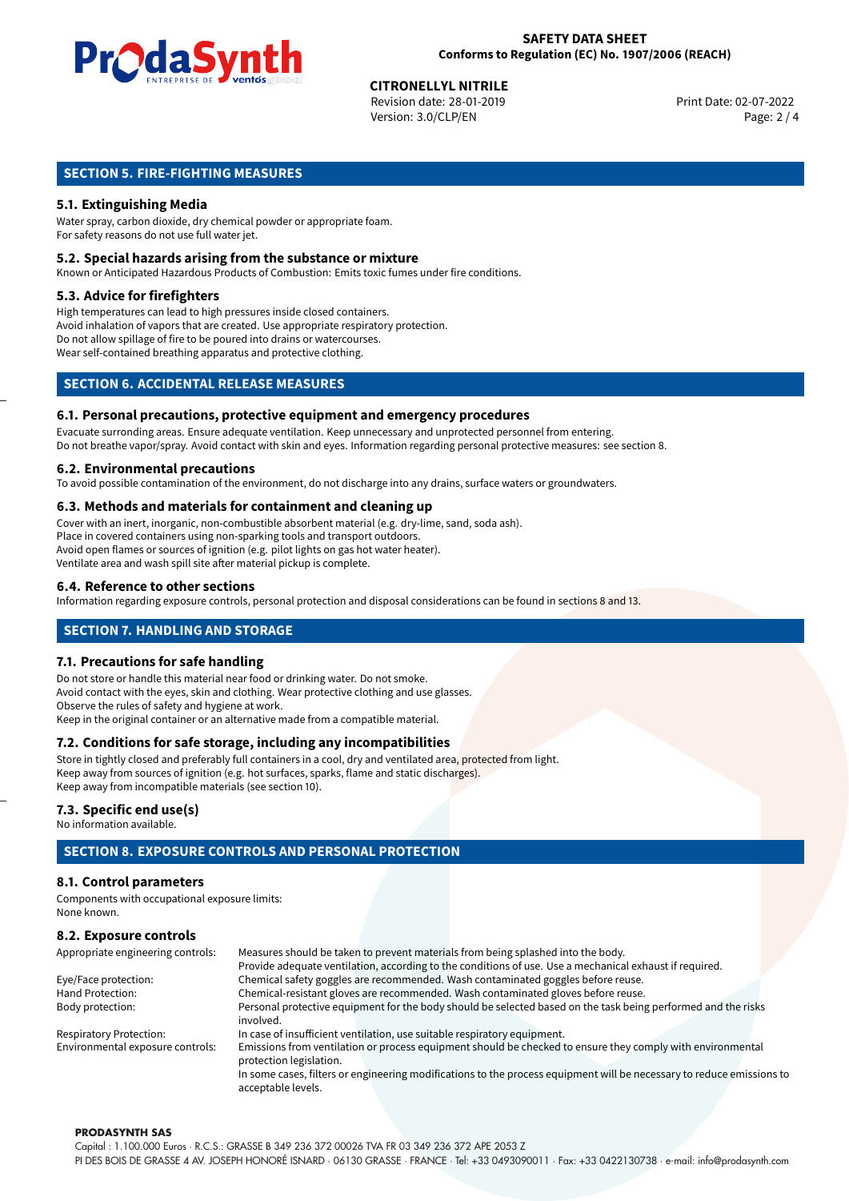## SECTION 5. FIRE-FIGHTING MEASURES

### 5.1. Extinguishing Media

Water spray, carbon dioxide, dry chemical powder or appropriate foam.
For safety reasons do not use full water jet.

### 5.2. Special hazards arising from the substance or mixture

Known or Anticipated Hazardous Products of Combustion: Emits toxic fumes under fire conditions.

### 5.3. Advice for firefighters

High temperatures can lead to high pressures inside closed containers.
Avoid inhalation of vapors that are created. Use appropriate respiratory protection.
Do not allow spillage of fire to be poured into drains or watercourses.
Wear self-contained breathing apparatus and protective clothing.

## SECTION 6. ACCIDENTAL RELEASE MEASURES

### 6.1. Personal precautions, protective equipment and emergency procedures

Evacuate surronding areas. Ensure adequate ventilation. Keep unnecessary and unprotected personnel from entering.
Do not breathe vapor/spray. Avoid contact with skin and eyes. Information regarding personal protective measures: see section 8.

### 6.2. Environmental precautions

To avoid possible contamination of the environment, do not discharge into any drains, surface waters or groundwaters.

### 6.3. Methods and materials for containment and cleaning up

Cover with an inert, inorganic, non-combustible absorbent material (e.g. dry-lime, sand, soda ash).
Place in covered containers using non-sparking tools and transport outdoors.
Avoid open flames or sources of ignition (e.g. pilot lights on gas hot water heater).
Ventilate area and wash spill site after material pickup is complete.

### 6.4. Reference to other sections

Information regarding exposure controls, personal protection and disposal considerations can be found in sections 8 and 13.

## SECTION 7. HANDLING AND STORAGE

### 7.1. Precautions for safe handling

Do not store or handle this material near food or drinking water. Do not smoke.
Avoid contact with the eyes, skin and clothing. Wear protective clothing and use glasses.
Observe the rules of safety and hygiene at work.
Keep in the original container or an alternative made from a compatible material.

### 7.2. Conditions for safe storage, including any incompatibilities

Store in tightly closed and preferably full containers in a cool, dry and ventilated area, protected from light.
Keep away from sources of ignition (e.g. hot surfaces, sparks, flame and static discharges).
Keep away from incompatible materials (see section 10).

### 7.3. Specific end use(s)

No information available.

## SECTION 8. EXPOSURE CONTROLS AND PERSONAL PROTECTION

### 8.1. Control parameters

Components with occupational exposure limits:
None known.

### 8.2. Exposure controls

| | |
|---|---|
| Appropriate engineering controls: | Measures should be taken to prevent materials from being splashed into the body. Provide adequate ventilation, according to the conditions of use. Use a mechanical exhaust if required. |
| Eye/Face protection: | Chemical safety goggles are recommended. Wash contaminated goggles before reuse. |
| Hand Protection: | Chemical-resistant gloves are recommended. Wash contaminated gloves before reuse. |
| Body protection: | Personal protective equipment for the body should be selected based on the task being performed and the risks involved. |
| Respiratory Protection: | In case of insufficient ventilation, use suitable respiratory equipment. |
| Environmental exposure controls: | Emissions from ventilation or process equipment should be checked to ensure they comply with environmental protection legislation. In some cases, filters or engineering modifications to the process equipment will be necessary to reduce emissions to acceptable levels. |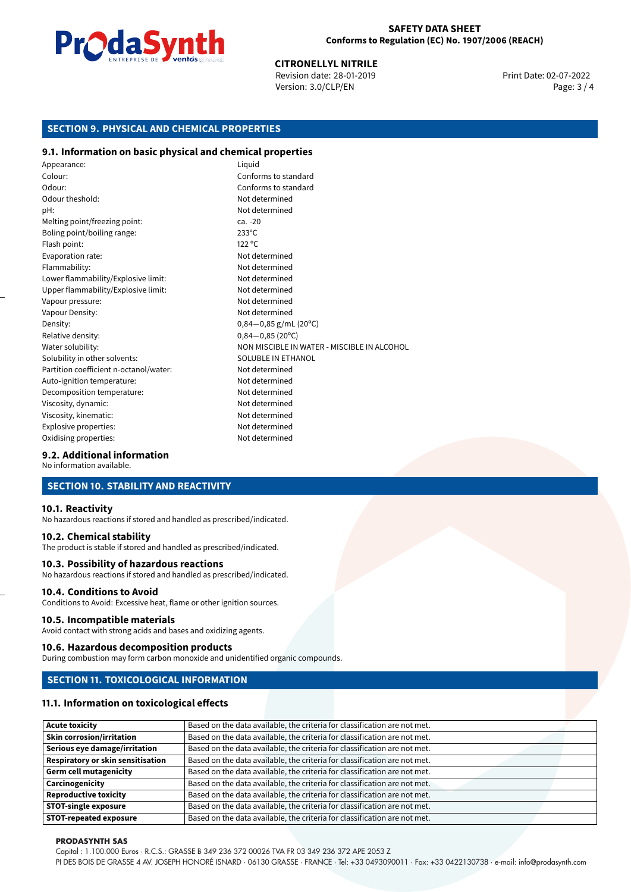## SECTION 9. PHYSICAL AND CHEMICAL PROPERTIES

### 9.1. Information on basic physical and chemical properties

| | |
|---|---|
| Appearance: | Liquid |
| Colour: | Conforms to standard |
| Odour: | Conforms to standard |
| Odour theshold: | Not determined |
| pH: | Not determined |
| Melting point/freezing point: | ca. -20 |
| Boling point/boiling range: | 233°C |
| Flash point: | 122 °C |
| Evaporation rate: | Not determined |
| Flammability: | Not determined |
| Lower flammability/Explosive limit: | Not determined |
| Upper flammability/Explosive limit: | Not determined |
| Vapour pressure: | Not determined |
| Vapour Density: | Not determined |
| Density: | 0,84−0,85 g/mL (20°C) |
| Relative density: | 0,84−0,85 (20°C) |
| Water solubility: | NON MISCIBLE IN WATER - MISCIBLE IN ALCOHOL |
| Solubility in other solvents: | SOLUBLE IN ETHANOL |
| Partition coefficient n-octanol/water: | Not determined |
| Auto-ignition temperature: | Not determined |
| Decomposition temperature: | Not determined |
| Viscosity, dynamic: | Not determined |
| Viscosity, kinematic: | Not determined |
| Explosive properties: | Not determined |
| Oxidising properties: | Not determined |

### 9.2. Additional information

No information available.

## SECTION 10. STABILITY AND REACTIVITY

### 10.1. Reactivity

No hazardous reactions if stored and handled as prescribed/indicated.

### 10.2. Chemical stability

The product is stable if stored and handled as prescribed/indicated.

### 10.3. Possibility of hazardous reactions

No hazardous reactions if stored and handled as prescribed/indicated.

### 10.4. Conditions to Avoid

Conditions to Avoid: Excessive heat, flame or other ignition sources.

### 10.5. Incompatible materials

Avoid contact with strong acids and bases and oxidizing agents.

### 10.6. Hazardous decomposition products

During combustion may form carbon monoxide and unidentified organic compounds.

## SECTION 11. TOXICOLOGICAL INFORMATION

### 11.1. Information on toxicological effects

| | |
|---|---|
| **Acute toxicity** | Based on the data available, the criteria for classification are not met. |
| **Skin corrosion/irritation** | Based on the data available, the criteria for classification are not met. |
| **Serious eye damage/irritation** | Based on the data available, the criteria for classification are not met. |
| **Respiratory or skin sensitisation** | Based on the data available, the criteria for classification are not met. |
| **Germ cell mutagenicity** | Based on the data available, the criteria for classification are not met. |
| **Carcinogenicity** | Based on the data available, the criteria for classification are not met. |
| **Reproductive toxicity** | Based on the data available, the criteria for classification are not met. |
| **STOT-single exposure** | Based on the data available, the criteria for classification are not met. |
| **STOT-repeated exposure** | Based on the data available, the criteria for classification are not met. |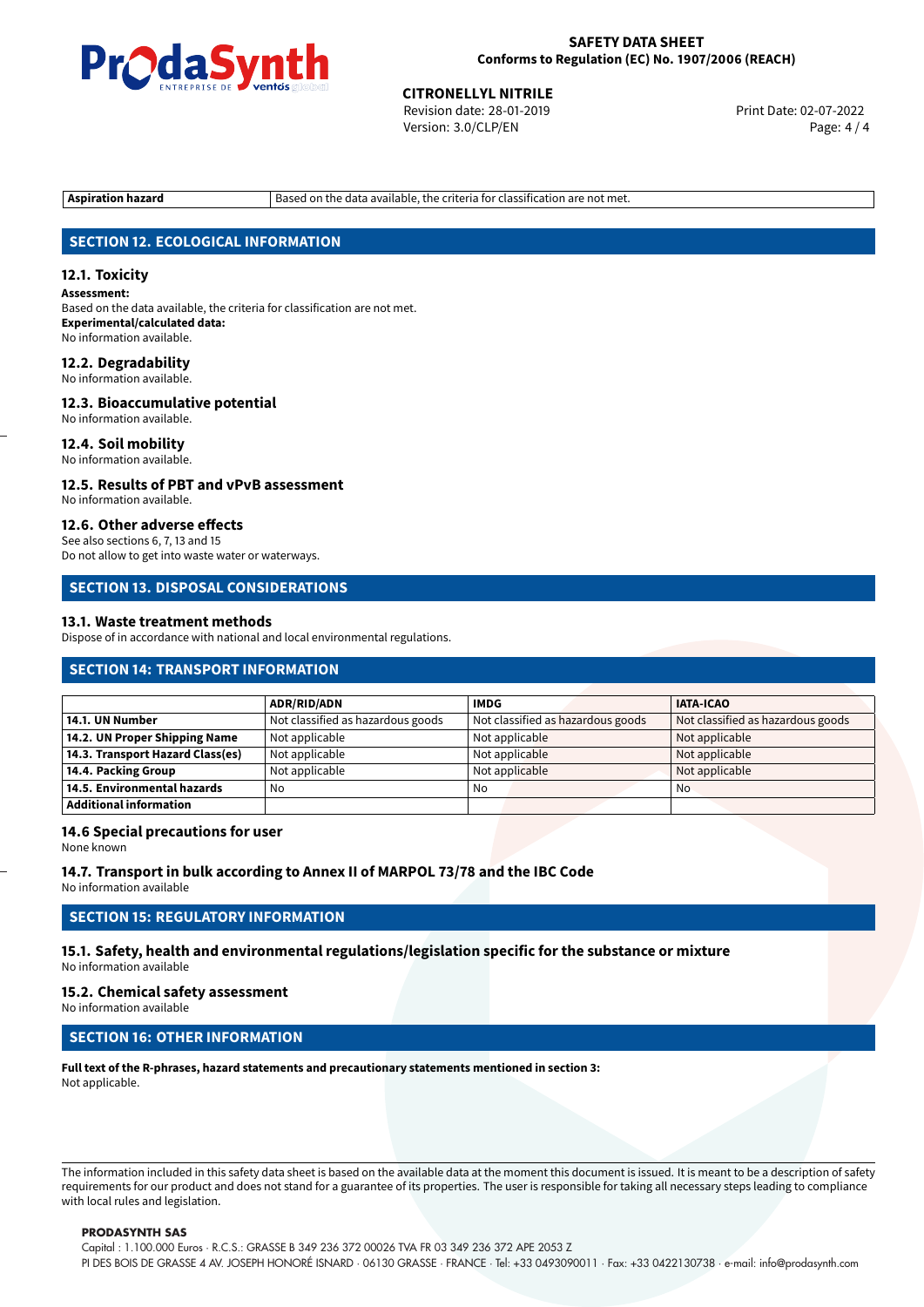| | |
|---|---|
| **Aspiration hazard** | Based on the data available, the criteria for classification are not met. |

## SECTION 12. ECOLOGICAL INFORMATION

### 12.1. Toxicity

**Assessment:**
Based on the data available, the criteria for classification are not met.
**Experimental/calculated data:**
No information available.

### 12.2. Degradability

No information available.

### 12.3. Bioaccumulative potential

No information available.

### 12.4. Soil mobility

No information available.

### 12.5. Results of PBT and vPvB assessment

No information available.

### 12.6. Other adverse effects

See also sections 6, 7, 13 and 15
Do not allow to get into waste water or waterways.

## SECTION 13. DISPOSAL CONSIDERATIONS

### 13.1. Waste treatment methods

Dispose of in accordance with national and local environmental regulations.

## SECTION 14: TRANSPORT INFORMATION

| | ADR/RID/ADN | IMDG | IATA-ICAO |
|---|---|---|---|
| **14.1. UN Number** | Not classified as hazardous goods | Not classified as hazardous goods | Not classified as hazardous goods |
| **14.2. UN Proper Shipping Name** | Not applicable | Not applicable | Not applicable |
| **14.3. Transport Hazard Class(es)** | Not applicable | Not applicable | Not applicable |
| **14.4. Packing Group** | Not applicable | Not applicable | Not applicable |
| **14.5. Environmental hazards** | No | No | No |
| **Additional information** | | | |

### 14.6 Special precautions for user

None known

### 14.7. Transport in bulk according to Annex II of MARPOL 73/78 and the IBC Code

No information available

## SECTION 15: REGULATORY INFORMATION

### 15.1. Safety, health and environmental regulations/legislation specific for the substance or mixture

No information available

### 15.2. Chemical safety assessment

No information available

## SECTION 16: OTHER INFORMATION

**Full text of the R-phrases, hazard statements and precautionary statements mentioned in section 3:**
Not applicable.

The information included in this safety data sheet is based on the available data at the moment this document is issued. It is meant to be a description of safety requirements for our product and does not stand for a guarantee of its properties. The user is responsible for taking all necessary steps leading to compliance with local rules and legislation.

**PRODASYNTH SAS**
Capital : 1.100.000 Euros · R.C.S.: GRASSE B 349 236 372 00026 TVA FR 03 349 236 372 APE 2053 Z
PI DES BOIS DE GRASSE 4 AV. JOSEPH HONORÉ ISNARD · 06130 GRASSE · FRANCE · Tel: +33 0493090011 · Fax: +33 0422130738 · e-mail: info@prodasynth.com